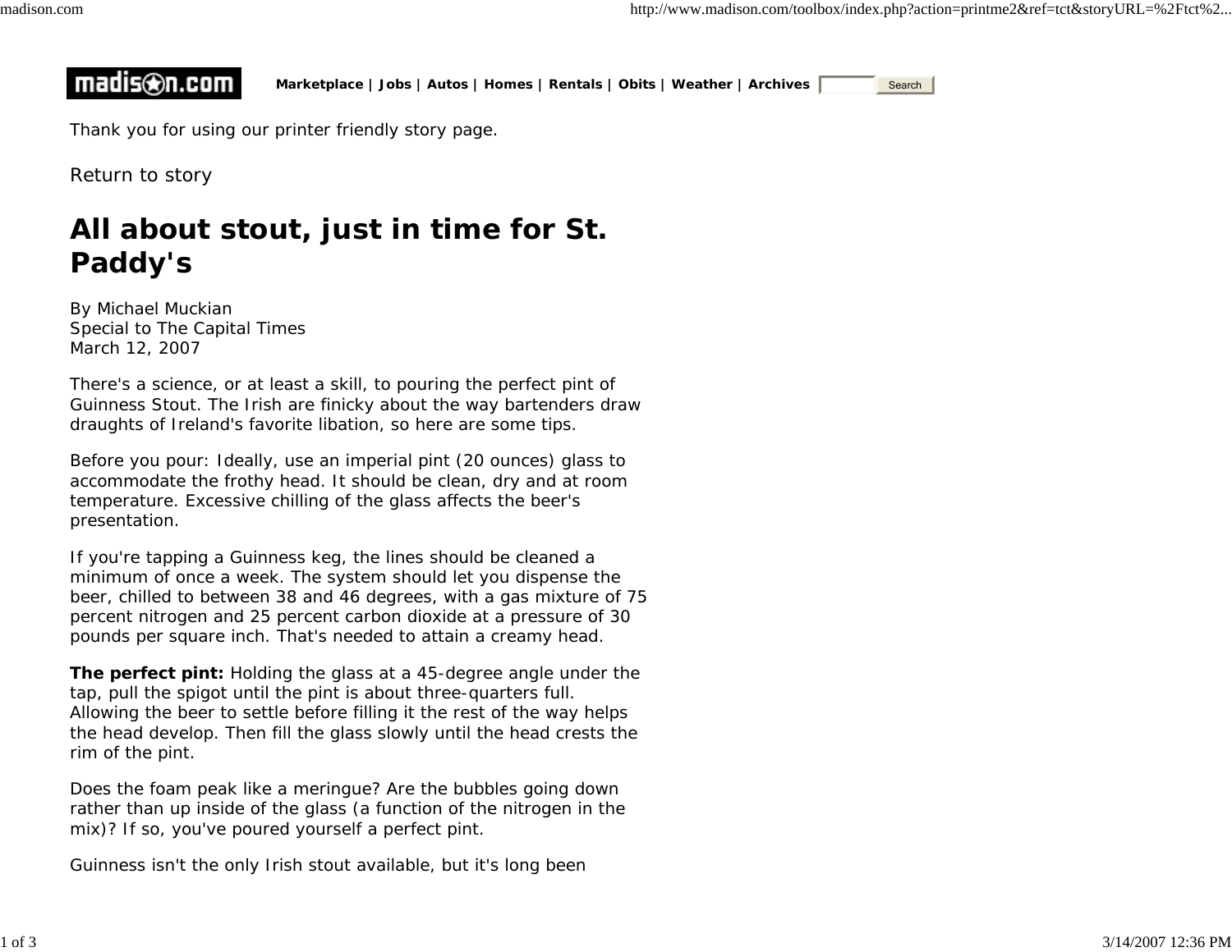Marketplace | Jobs | Autos | Homes | Rentals | Obits | Weather | Archives

Thank you for using our printer friendly story page.

Return to story

# All about stout, just in time for St. Paddy's

By Michael Muckian
Special to The Capital Times
March 12, 2007

There's a science, or at least a skill, to pouring the perfect pint of Guinness Stout. The Irish are finicky about the way bartenders draw draughts of Ireland's favorite libation, so here are some tips.

Before you pour: Ideally, use an imperial pint (20 ounces) glass to accommodate the frothy head. It should be clean, dry and at room temperature. Excessive chilling of the glass affects the beer's presentation.

If you're tapping a Guinness keg, the lines should be cleaned a minimum of once a week. The system should let you dispense the beer, chilled to between 38 and 46 degrees, with a gas mixture of 75 percent nitrogen and 25 percent carbon dioxide at a pressure of 30 pounds per square inch. That's needed to attain a creamy head.

**The perfect pint:** Holding the glass at a 45-degree angle under the tap, pull the spigot until the pint is about three-quarters full. Allowing the beer to settle before filling it the rest of the way helps the head develop. Then fill the glass slowly until the head crests the rim of the pint.

Does the foam peak like a meringue? Are the bubbles going down rather than up inside of the glass (a function of the nitrogen in the mix)? If so, you've poured yourself a perfect pint.

Guinness isn't the only Irish stout available, but it's long been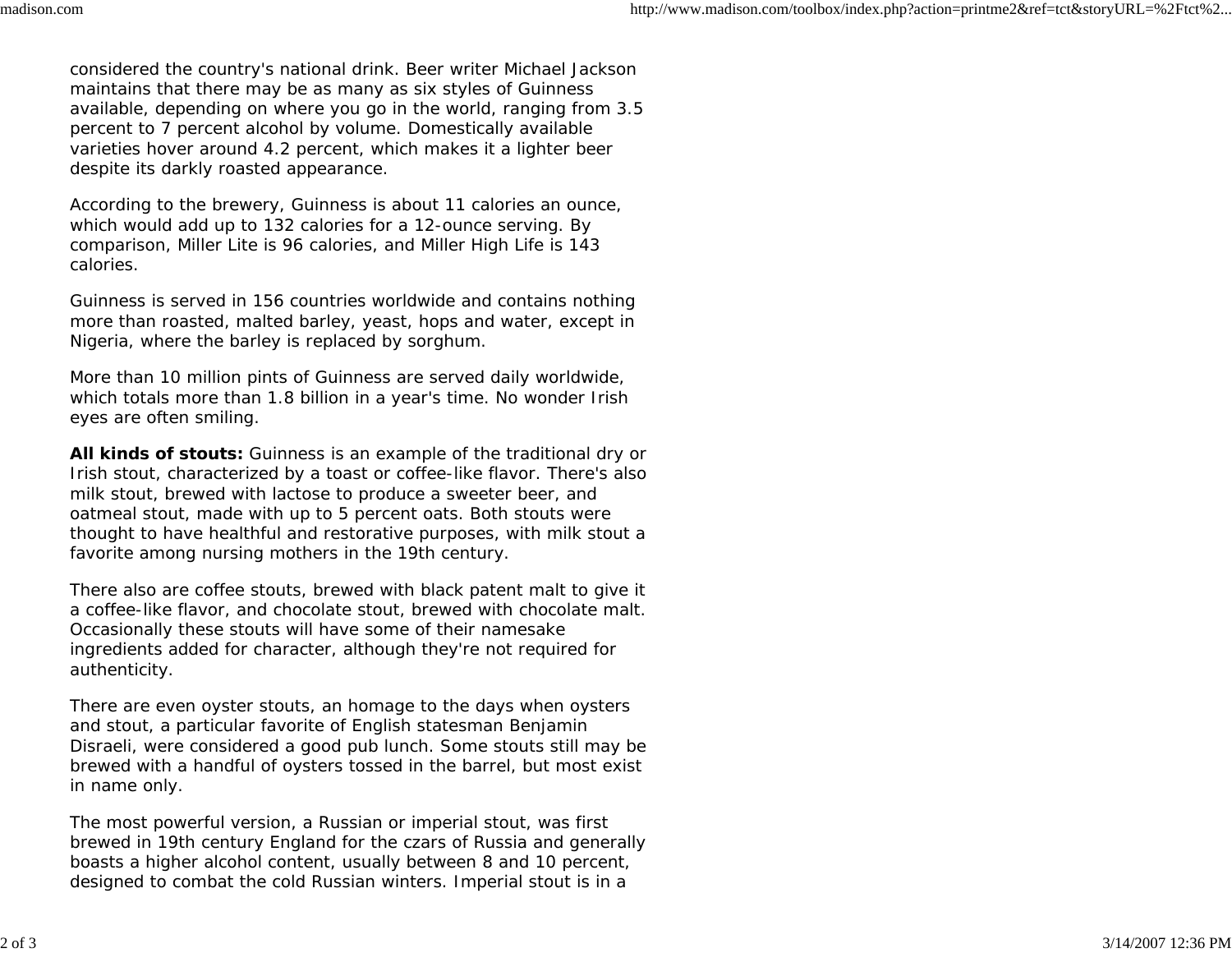considered the country's national drink. Beer writer Michael Jackson maintains that there may be as many as six styles of Guinness available, depending on where you go in the world, ranging from 3.5 percent to 7 percent alcohol by volume. Domestically available varieties hover around 4.2 percent, which makes it a lighter beer despite its darkly roasted appearance.

According to the brewery, Guinness is about 11 calories an ounce, which would add up to 132 calories for a 12-ounce serving. By comparison, Miller Lite is 96 calories, and Miller High Life is 143 calories.

Guinness is served in 156 countries worldwide and contains nothing more than roasted, malted barley, yeast, hops and water, except in Nigeria, where the barley is replaced by sorghum.

More than 10 million pints of Guinness are served daily worldwide, which totals more than 1.8 billion in a year's time. No wonder Irish eyes are often smiling.

**All kinds of stouts:** Guinness is an example of the traditional dry or Irish stout, characterized by a toast or coffee-like flavor. There's also milk stout, brewed with lactose to produce a sweeter beer, and oatmeal stout, made with up to 5 percent oats. Both stouts were thought to have healthful and restorative purposes, with milk stout a favorite among nursing mothers in the 19th century.

There also are coffee stouts, brewed with black patent malt to give it a coffee-like flavor, and chocolate stout, brewed with chocolate malt. Occasionally these stouts will have some of their namesake ingredients added for character, although they're not required for authenticity.

There are even oyster stouts, an homage to the days when oysters and stout, a particular favorite of English statesman Benjamin Disraeli, were considered a good pub lunch. Some stouts still may be brewed with a handful of oysters tossed in the barrel, but most exist in name only.

The most powerful version, a Russian or imperial stout, was first brewed in 19th century England for the czars of Russia and generally boasts a higher alcohol content, usually between 8 and 10 percent, designed to combat the cold Russian winters. Imperial stout is in a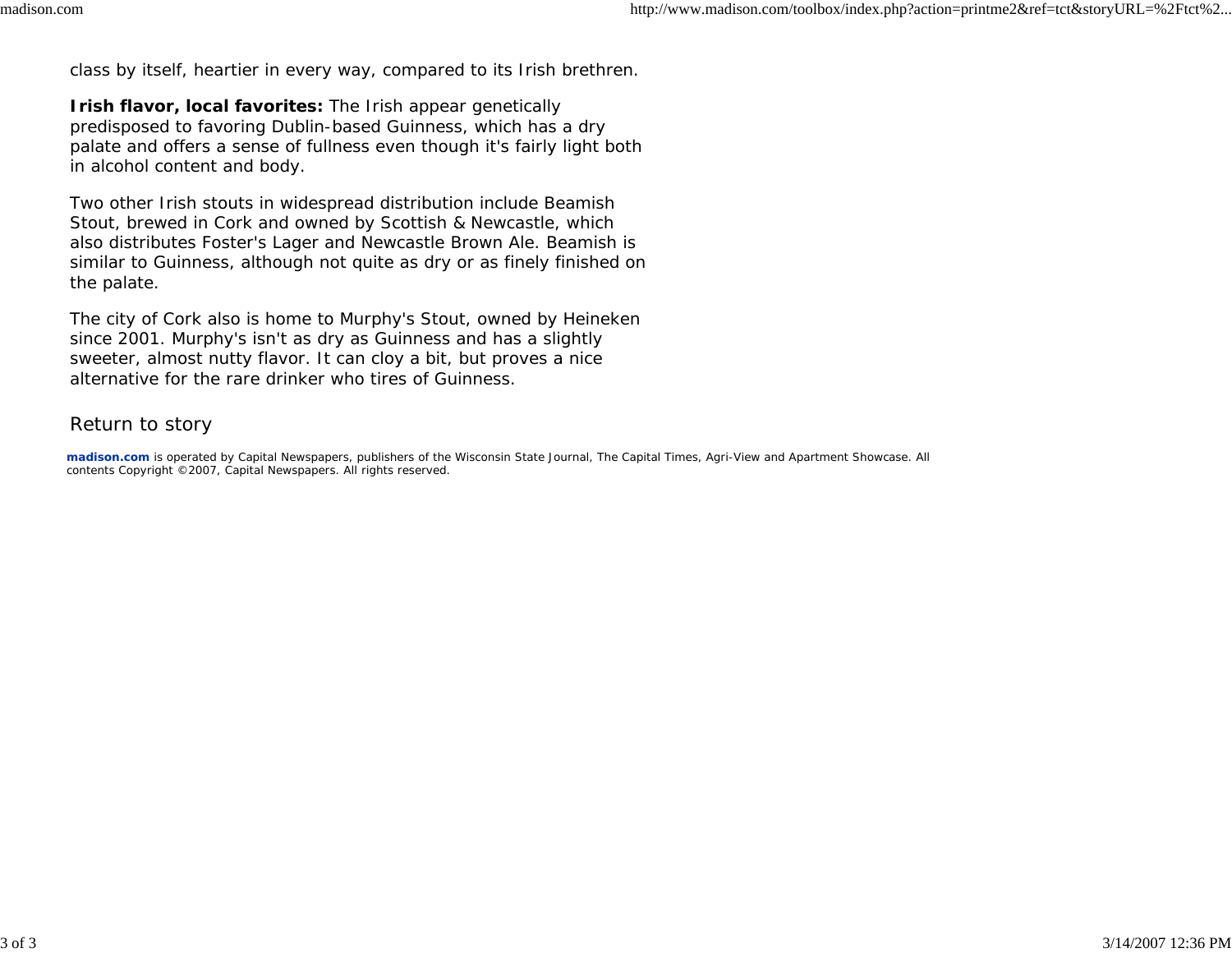class by itself, heartier in every way, compared to its Irish brethren.

**Irish flavor, local favorites:** The Irish appear genetically predisposed to favoring Dublin-based Guinness, which has a dry palate and offers a sense of fullness even though it's fairly light both in alcohol content and body.

Two other Irish stouts in widespread distribution include Beamish Stout, brewed in Cork and owned by Scottish & Newcastle, which also distributes Foster's Lager and Newcastle Brown Ale. Beamish is similar to Guinness, although not quite as dry or as finely finished on the palate.

The city of Cork also is home to Murphy's Stout, owned by Heineken since 2001. Murphy's isn't as dry as Guinness and has a slightly sweeter, almost nutty flavor. It can cloy a bit, but proves a nice alternative for the rare drinker who tires of Guinness.

Return to story

**madison.com** is operated by Capital Newspapers, publishers of the Wisconsin State Journal, The Capital Times, Agri-View and Apartment Showcase. All contents Copyright ©2007, Capital Newspapers. All rights reserved.